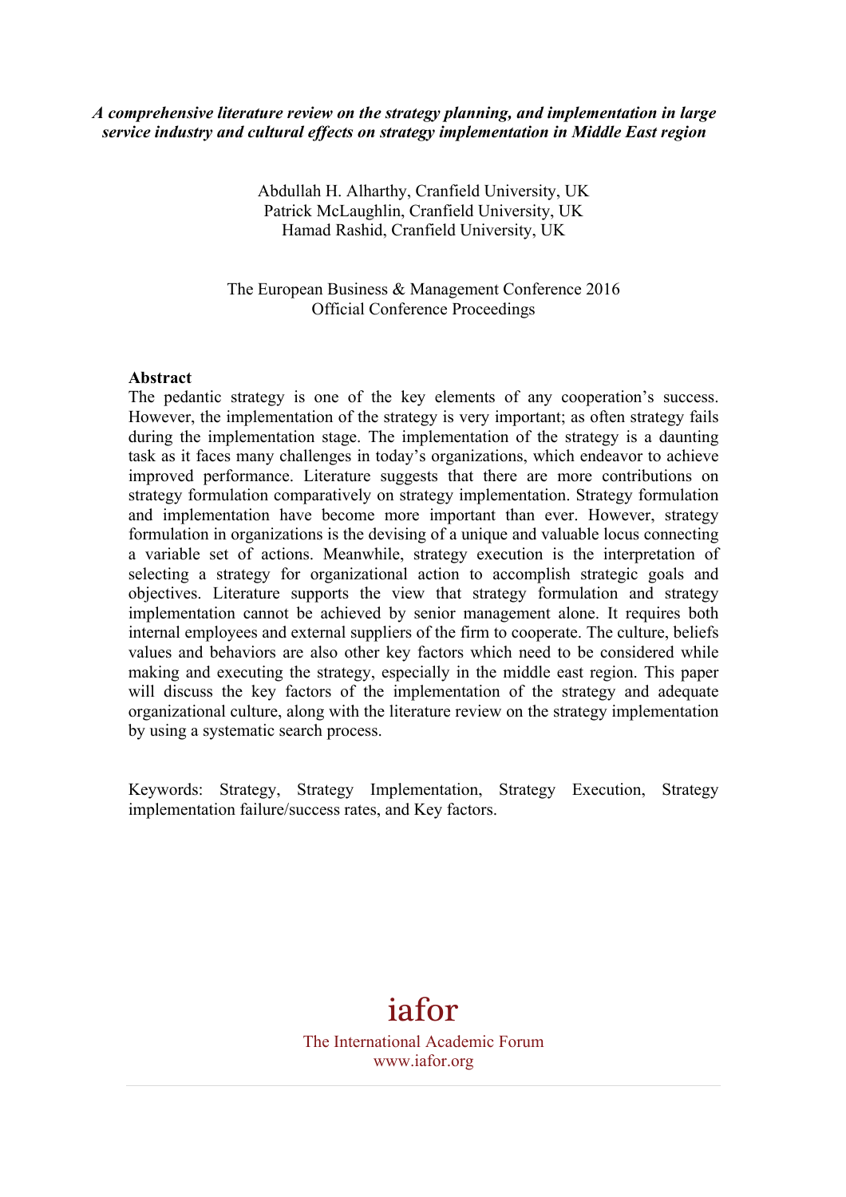***A comprehensive literature review on the strategy planning, and implementation in large service industry and cultural effects on strategy implementation in Middle East region***

Abdullah H. Alharthy, Cranfield University, UK
Patrick McLaughlin, Cranfield University, UK
Hamad Rashid, Cranfield University, UK

The European Business & Management Conference 2016
Official Conference Proceedings

**Abstract**

The pedantic strategy is one of the key elements of any cooperation's success. However, the implementation of the strategy is very important; as often strategy fails during the implementation stage. The implementation of the strategy is a daunting task as it faces many challenges in today's organizations, which endeavor to achieve improved performance. Literature suggests that there are more contributions on strategy formulation comparatively on strategy implementation. Strategy formulation and implementation have become more important than ever. However, strategy formulation in organizations is the devising of a unique and valuable locus connecting a variable set of actions. Meanwhile, strategy execution is the interpretation of selecting a strategy for organizational action to accomplish strategic goals and objectives. Literature supports the view that strategy formulation and strategy implementation cannot be achieved by senior management alone. It requires both internal employees and external suppliers of the firm to cooperate. The culture, beliefs values and behaviors are also other key factors which need to be considered while making and executing the strategy, especially in the middle east region. This paper will discuss the key factors of the implementation of the strategy and adequate organizational culture, along with the literature review on the strategy implementation by using a systematic search process.

Keywords: Strategy, Strategy Implementation, Strategy Execution, Strategy implementation failure/success rates, and Key factors.

iafor

The International Academic Forum
www.iafor.org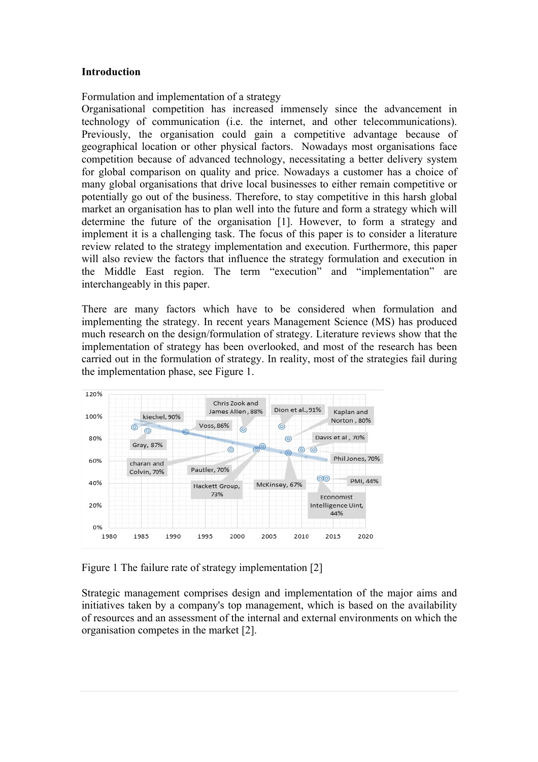**Introduction**

Formulation and implementation of a strategy

Organisational competition has increased immensely since the advancement in technology of communication (i.e. the internet, and other telecommunications). Previously, the organisation could gain a competitive advantage because of geographical location or other physical factors. Nowadays most organisations face competition because of advanced technology, necessitating a better delivery system for global comparison on quality and price. Nowadays a customer has a choice of many global organisations that drive local businesses to either remain competitive or potentially go out of the business. Therefore, to stay competitive in this harsh global market an organisation has to plan well into the future and form a strategy which will determine the future of the organisation [1]. However, to form a strategy and implement it is a challenging task. The focus of this paper is to consider a literature review related to the strategy implementation and execution. Furthermore, this paper will also review the factors that influence the strategy formulation and execution in the Middle East region. The term "execution" and "implementation" are interchangeably in this paper.

There are many factors which have to be considered when formulation and implementing the strategy. In recent years Management Science (MS) has produced much research on the design/formulation of strategy. Literature reviews show that the implementation of strategy has been overlooked, and most of the research has been carried out in the formulation of strategy. In reality, most of the strategies fail during the implementation phase, see Figure 1.

Figure 1 The failure rate of strategy implementation [2]

Strategic management comprises design and implementation of the major aims and initiatives taken by a company's top management, which is based on the availability of resources and an assessment of the internal and external environments on which the organisation competes in the market [2].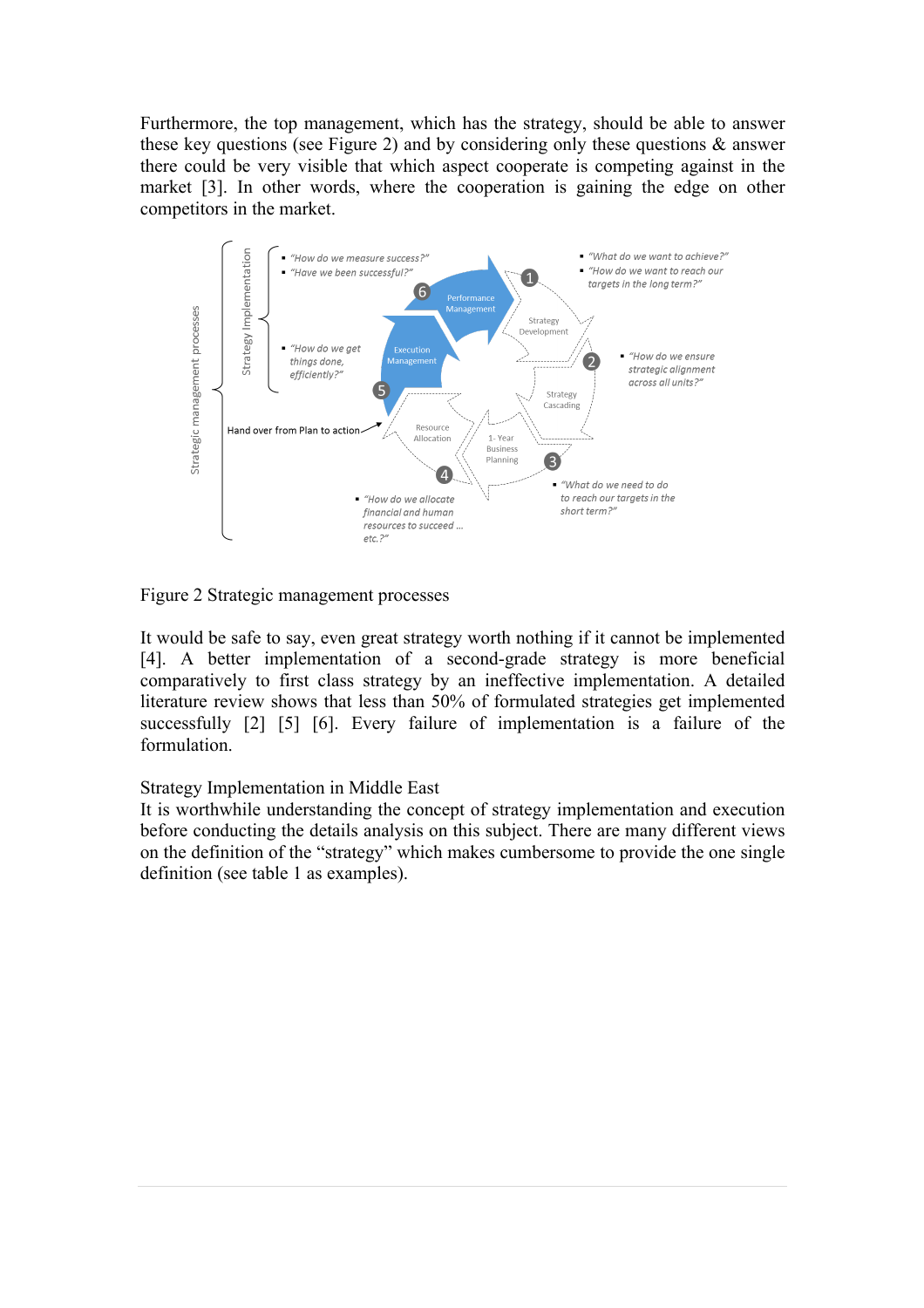Furthermore, the top management, which has the strategy, should be able to answer these key questions (see Figure 2) and by considering only these questions & answer there could be very visible that which aspect cooperate is competing against in the market [3]. In other words, where the cooperation is gaining the edge on other competitors in the market.

Figure 2 Strategic management processes

It would be safe to say, even great strategy worth nothing if it cannot be implemented [4]. A better implementation of a second-grade strategy is more beneficial comparatively to first class strategy by an ineffective implementation. A detailed literature review shows that less than 50% of formulated strategies get implemented successfully [2] [5] [6]. Every failure of implementation is a failure of the formulation.

## Strategy Implementation in Middle East

It is worthwhile understanding the concept of strategy implementation and execution before conducting the details analysis on this subject. There are many different views on the definition of the "strategy" which makes cumbersome to provide the one single definition (see table 1 as examples).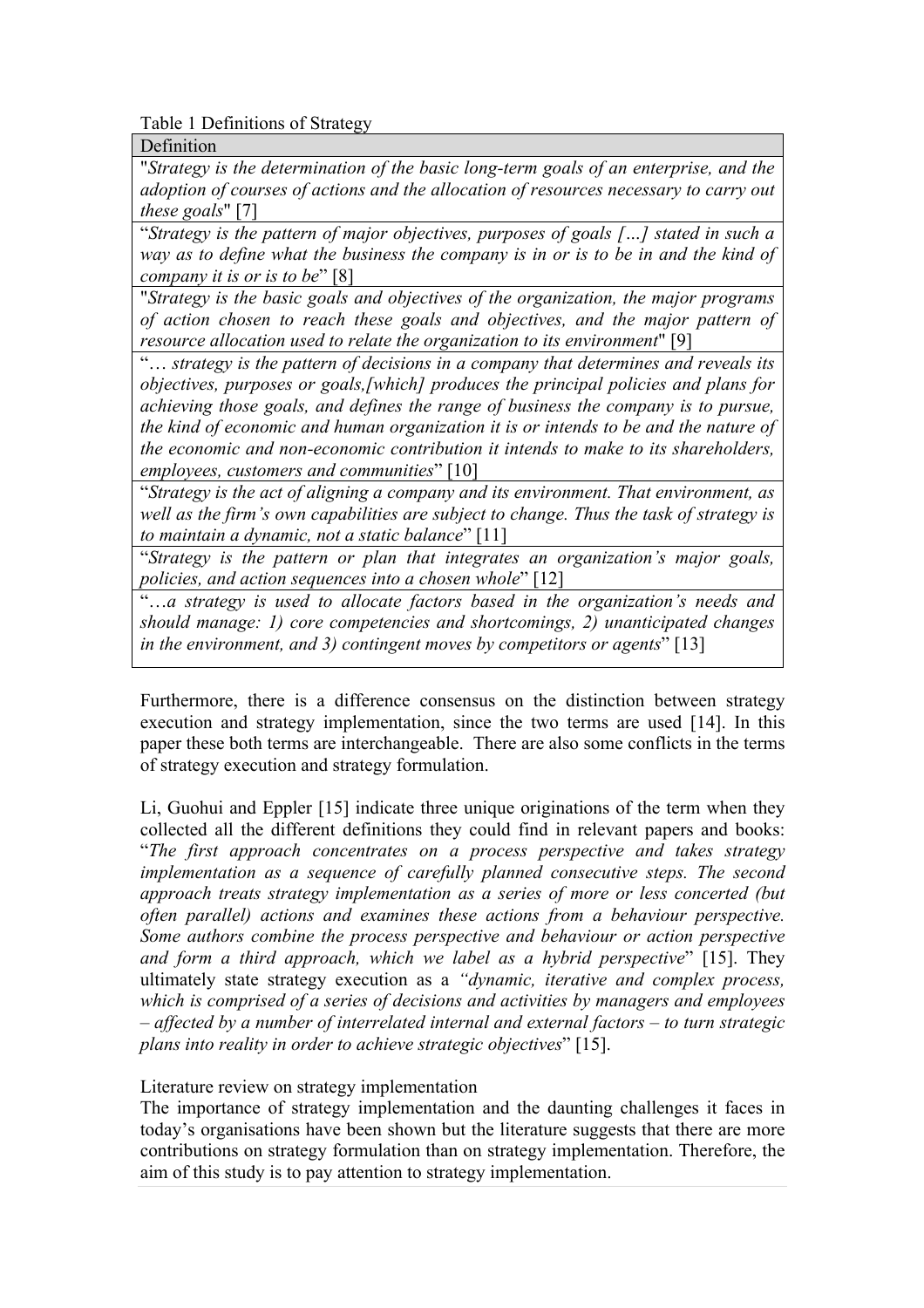Table 1 Definitions of Strategy

| Definition |
| --- |
| "*Strategy is the determination of the basic long-term goals of an enterprise, and the adoption of courses of actions and the allocation of resources necessary to carry out these goals*" [7] |
| "*Strategy is the pattern of major objectives, purposes of goals […] stated in such a way as to define what the business the company is in or is to be in and the kind of company it is or is to be*" [8] |
| "*Strategy is the basic goals and objectives of the organization, the major programs of action chosen to reach these goals and objectives, and the major pattern of resource allocation used to relate the organization to its environment*" [9] |
| "*… strategy is the pattern of decisions in a company that determines and reveals its objectives, purposes or goals,[which] produces the principal policies and plans for achieving those goals, and defines the range of business the company is to pursue, the kind of economic and human organization it is or intends to be and the nature of the economic and non-economic contribution it intends to make to its shareholders, employees, customers and communities*" [10] |
| "*Strategy is the act of aligning a company and its environment. That environment, as well as the firm's own capabilities are subject to change. Thus the task of strategy is to maintain a dynamic, not a static balance*" [11] |
| "*Strategy is the pattern or plan that integrates an organization's major goals, policies, and action sequences into a chosen whole*" [12] |
| "*…a strategy is used to allocate factors based in the organization's needs and should manage: 1) core competencies and shortcomings, 2) unanticipated changes in the environment, and 3) contingent moves by competitors or agents*" [13] |

Furthermore, there is a difference consensus on the distinction between strategy execution and strategy implementation, since the two terms are used [14]. In this paper these both terms are interchangeable. There are also some conflicts in the terms of strategy execution and strategy formulation.

Li, Guohui and Eppler [15] indicate three unique originations of the term when they collected all the different definitions they could find in relevant papers and books: "*The first approach concentrates on a process perspective and takes strategy implementation as a sequence of carefully planned consecutive steps. The second approach treats strategy implementation as a series of more or less concerted (but often parallel) actions and examines these actions from a behaviour perspective. Some authors combine the process perspective and behaviour or action perspective and form a third approach, which we label as a hybrid perspective*" [15]. They ultimately state strategy execution as a "*dynamic, iterative and complex process, which is comprised of a series of decisions and activities by managers and employees – affected by a number of interrelated internal and external factors – to turn strategic plans into reality in order to achieve strategic objectives*" [15].

Literature review on strategy implementation

The importance of strategy implementation and the daunting challenges it faces in today's organisations have been shown but the literature suggests that there are more contributions on strategy formulation than on strategy implementation. Therefore, the aim of this study is to pay attention to strategy implementation.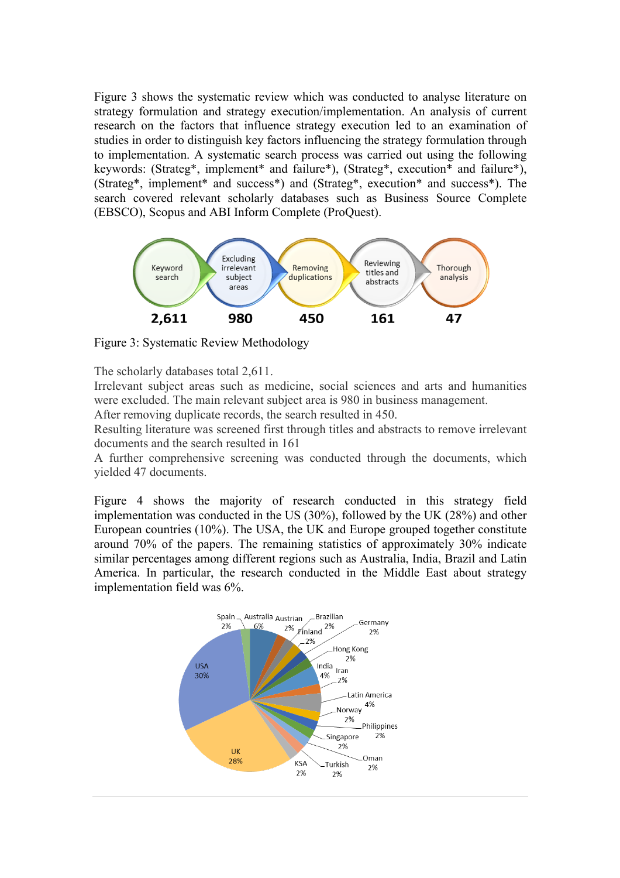Figure 3 shows the systematic review which was conducted to analyse literature on strategy formulation and strategy execution/implementation. An analysis of current research on the factors that influence strategy execution led to an examination of studies in order to distinguish key factors influencing the strategy formulation through to implementation. A systematic search process was carried out using the following keywords: (Strateg*, implement* and failure*), (Strateg*, execution* and failure*), (Strateg*, implement* and success*) and (Strateg*, execution* and success*). The search covered relevant scholarly databases such as Business Source Complete (EBSCO), Scopus and ABI Inform Complete (ProQuest).

Keyword search → Excluding irrelevant subject areas → Removing duplications → Reviewing titles and abstracts → Thorough analysis

2,611 → 980 → 450 → 161 → 47

Figure 3: Systematic Review Methodology

The scholarly databases total 2,611.
Irrelevant subject areas such as medicine, social sciences and arts and humanities were excluded. The main relevant subject area is 980 in business management.
After removing duplicate records, the search resulted in 450.
Resulting literature was screened first through titles and abstracts to remove irrelevant documents and the search resulted in 161
A further comprehensive screening was conducted through the documents, which yielded 47 documents.

Figure 4 shows the majority of research conducted in this strategy field implementation was conducted in the US (30%), followed by the UK (28%) and other European countries (10%). The USA, the UK and Europe grouped together constitute around 70% of the papers. The remaining statistics of approximately 30% indicate similar percentages among different regions such as Australia, India, Brazil and Latin America. In particular, the research conducted in the Middle East about strategy implementation field was 6%.

Spain 2%, Australia 6%, Austrian 2%, Brazilian 2%, Finland 2%, Germany 2%, Hong Kong 2%, India 4%, Iran 2%, Latin America 4%, Norway 2%, Philippines 2%, Singapore 2%, Oman 2%, Turkish 2%, KSA 2%, UK 28%, USA 30%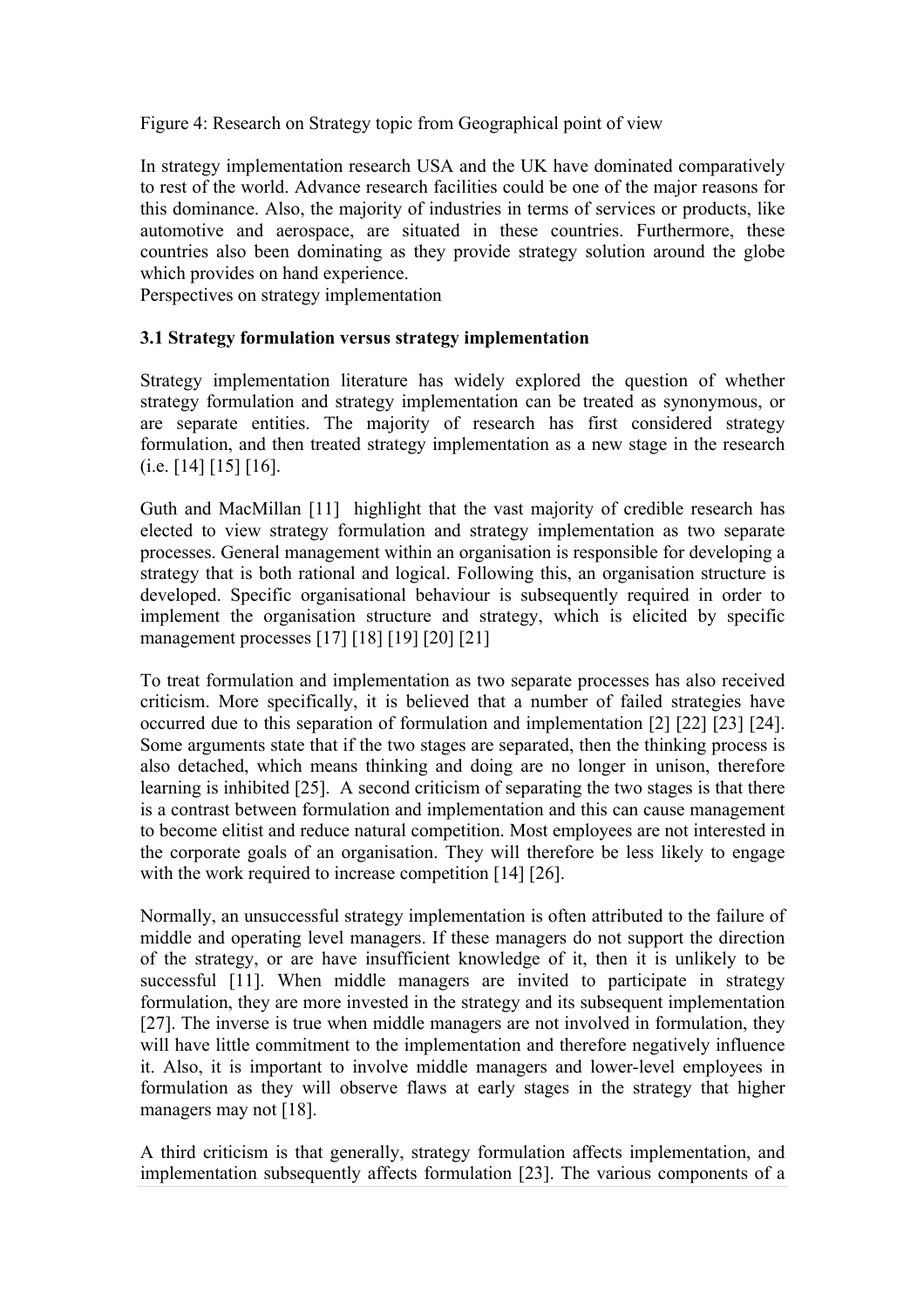Figure 4: Research on Strategy topic from Geographical point of view

In strategy implementation research USA and the UK have dominated comparatively to rest of the world. Advance research facilities could be one of the major reasons for this dominance. Also, the majority of industries in terms of services or products, like automotive and aerospace, are situated in these countries. Furthermore, these countries also been dominating as they provide strategy solution around the globe which provides on hand experience.

Perspectives on strategy implementation

**3.1 Strategy formulation versus strategy implementation**

Strategy implementation literature has widely explored the question of whether strategy formulation and strategy implementation can be treated as synonymous, or are separate entities. The majority of research has first considered strategy formulation, and then treated strategy implementation as a new stage in the research (i.e. [14] [15] [16].

Guth and MacMillan [11] highlight that the vast majority of credible research has elected to view strategy formulation and strategy implementation as two separate processes. General management within an organisation is responsible for developing a strategy that is both rational and logical. Following this, an organisation structure is developed. Specific organisational behaviour is subsequently required in order to implement the organisation structure and strategy, which is elicited by specific management processes [17] [18] [19] [20] [21]

To treat formulation and implementation as two separate processes has also received criticism. More specifically, it is believed that a number of failed strategies have occurred due to this separation of formulation and implementation [2] [22] [23] [24]. Some arguments state that if the two stages are separated, then the thinking process is also detached, which means thinking and doing are no longer in unison, therefore learning is inhibited [25]. A second criticism of separating the two stages is that there is a contrast between formulation and implementation and this can cause management to become elitist and reduce natural competition. Most employees are not interested in the corporate goals of an organisation. They will therefore be less likely to engage with the work required to increase competition [14] [26].

Normally, an unsuccessful strategy implementation is often attributed to the failure of middle and operating level managers. If these managers do not support the direction of the strategy, or are have insufficient knowledge of it, then it is unlikely to be successful [11]. When middle managers are invited to participate in strategy formulation, they are more invested in the strategy and its subsequent implementation [27]. The inverse is true when middle managers are not involved in formulation, they will have little commitment to the implementation and therefore negatively influence it. Also, it is important to involve middle managers and lower-level employees in formulation as they will observe flaws at early stages in the strategy that higher managers may not [18].

A third criticism is that generally, strategy formulation affects implementation, and implementation subsequently affects formulation [23]. The various components of a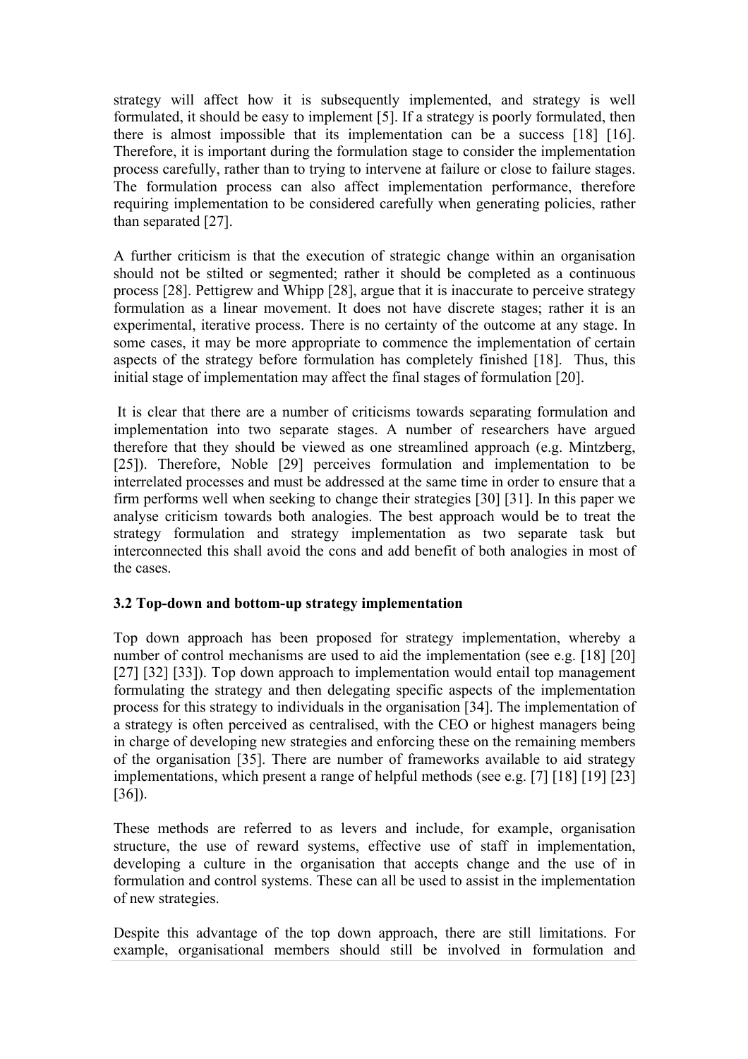strategy will affect how it is subsequently implemented, and strategy is well formulated, it should be easy to implement [5]. If a strategy is poorly formulated, then there is almost impossible that its implementation can be a success [18] [16]. Therefore, it is important during the formulation stage to consider the implementation process carefully, rather than to trying to intervene at failure or close to failure stages. The formulation process can also affect implementation performance, therefore requiring implementation to be considered carefully when generating policies, rather than separated [27].

A further criticism is that the execution of strategic change within an organisation should not be stilted or segmented; rather it should be completed as a continuous process [28]. Pettigrew and Whipp [28], argue that it is inaccurate to perceive strategy formulation as a linear movement. It does not have discrete stages; rather it is an experimental, iterative process. There is no certainty of the outcome at any stage. In some cases, it may be more appropriate to commence the implementation of certain aspects of the strategy before formulation has completely finished [18]. Thus, this initial stage of implementation may affect the final stages of formulation [20].

It is clear that there are a number of criticisms towards separating formulation and implementation into two separate stages. A number of researchers have argued therefore that they should be viewed as one streamlined approach (e.g. Mintzberg, [25]). Therefore, Noble [29] perceives formulation and implementation to be interrelated processes and must be addressed at the same time in order to ensure that a firm performs well when seeking to change their strategies [30] [31]. In this paper we analyse criticism towards both analogies. The best approach would be to treat the strategy formulation and strategy implementation as two separate task but interconnected this shall avoid the cons and add benefit of both analogies in most of the cases.

### 3.2 Top-down and bottom-up strategy implementation

Top down approach has been proposed for strategy implementation, whereby a number of control mechanisms are used to aid the implementation (see e.g. [18] [20] [27] [32] [33]). Top down approach to implementation would entail top management formulating the strategy and then delegating specific aspects of the implementation process for this strategy to individuals in the organisation [34]. The implementation of a strategy is often perceived as centralised, with the CEO or highest managers being in charge of developing new strategies and enforcing these on the remaining members of the organisation [35]. There are number of frameworks available to aid strategy implementations, which present a range of helpful methods (see e.g. [7] [18] [19] [23] [36]).

These methods are referred to as levers and include, for example, organisation structure, the use of reward systems, effective use of staff in implementation, developing a culture in the organisation that accepts change and the use of in formulation and control systems. These can all be used to assist in the implementation of new strategies.

Despite this advantage of the top down approach, there are still limitations. For example, organisational members should still be involved in formulation and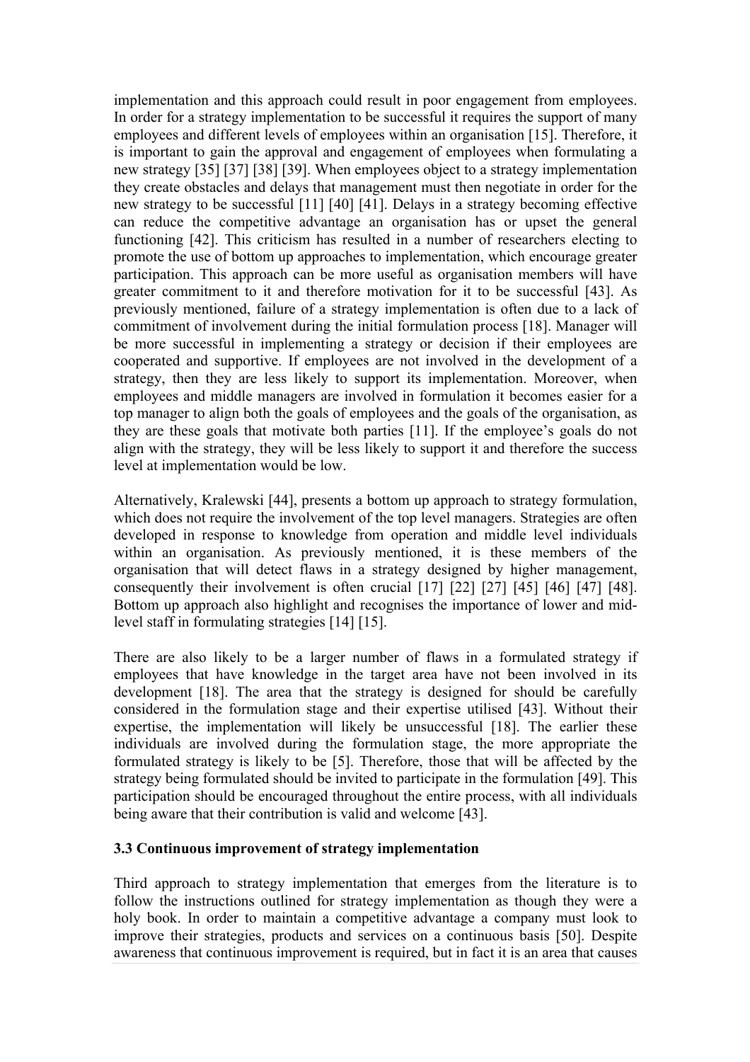implementation and this approach could result in poor engagement from employees. In order for a strategy implementation to be successful it requires the support of many employees and different levels of employees within an organisation [15]. Therefore, it is important to gain the approval and engagement of employees when formulating a new strategy [35] [37] [38] [39]. When employees object to a strategy implementation they create obstacles and delays that management must then negotiate in order for the new strategy to be successful [11] [40] [41]. Delays in a strategy becoming effective can reduce the competitive advantage an organisation has or upset the general functioning [42]. This criticism has resulted in a number of researchers electing to promote the use of bottom up approaches to implementation, which encourage greater participation. This approach can be more useful as organisation members will have greater commitment to it and therefore motivation for it to be successful [43]. As previously mentioned, failure of a strategy implementation is often due to a lack of commitment of involvement during the initial formulation process [18]. Manager will be more successful in implementing a strategy or decision if their employees are cooperated and supportive. If employees are not involved in the development of a strategy, then they are less likely to support its implementation. Moreover, when employees and middle managers are involved in formulation it becomes easier for a top manager to align both the goals of employees and the goals of the organisation, as they are these goals that motivate both parties [11]. If the employee's goals do not align with the strategy, they will be less likely to support it and therefore the success level at implementation would be low.

Alternatively, Kralewski [44], presents a bottom up approach to strategy formulation, which does not require the involvement of the top level managers. Strategies are often developed in response to knowledge from operation and middle level individuals within an organisation. As previously mentioned, it is these members of the organisation that will detect flaws in a strategy designed by higher management, consequently their involvement is often crucial [17] [22] [27] [45] [46] [47] [48]. Bottom up approach also highlight and recognises the importance of lower and mid-level staff in formulating strategies [14] [15].

There are also likely to be a larger number of flaws in a formulated strategy if employees that have knowledge in the target area have not been involved in its development [18]. The area that the strategy is designed for should be carefully considered in the formulation stage and their expertise utilised [43]. Without their expertise, the implementation will likely be unsuccessful [18]. The earlier these individuals are involved during the formulation stage, the more appropriate the formulated strategy is likely to be [5]. Therefore, those that will be affected by the strategy being formulated should be invited to participate in the formulation [49]. This participation should be encouraged throughout the entire process, with all individuals being aware that their contribution is valid and welcome [43].

### 3.3 Continuous improvement of strategy implementation

Third approach to strategy implementation that emerges from the literature is to follow the instructions outlined for strategy implementation as though they were a holy book. In order to maintain a competitive advantage a company must look to improve their strategies, products and services on a continuous basis [50]. Despite awareness that continuous improvement is required, but in fact it is an area that causes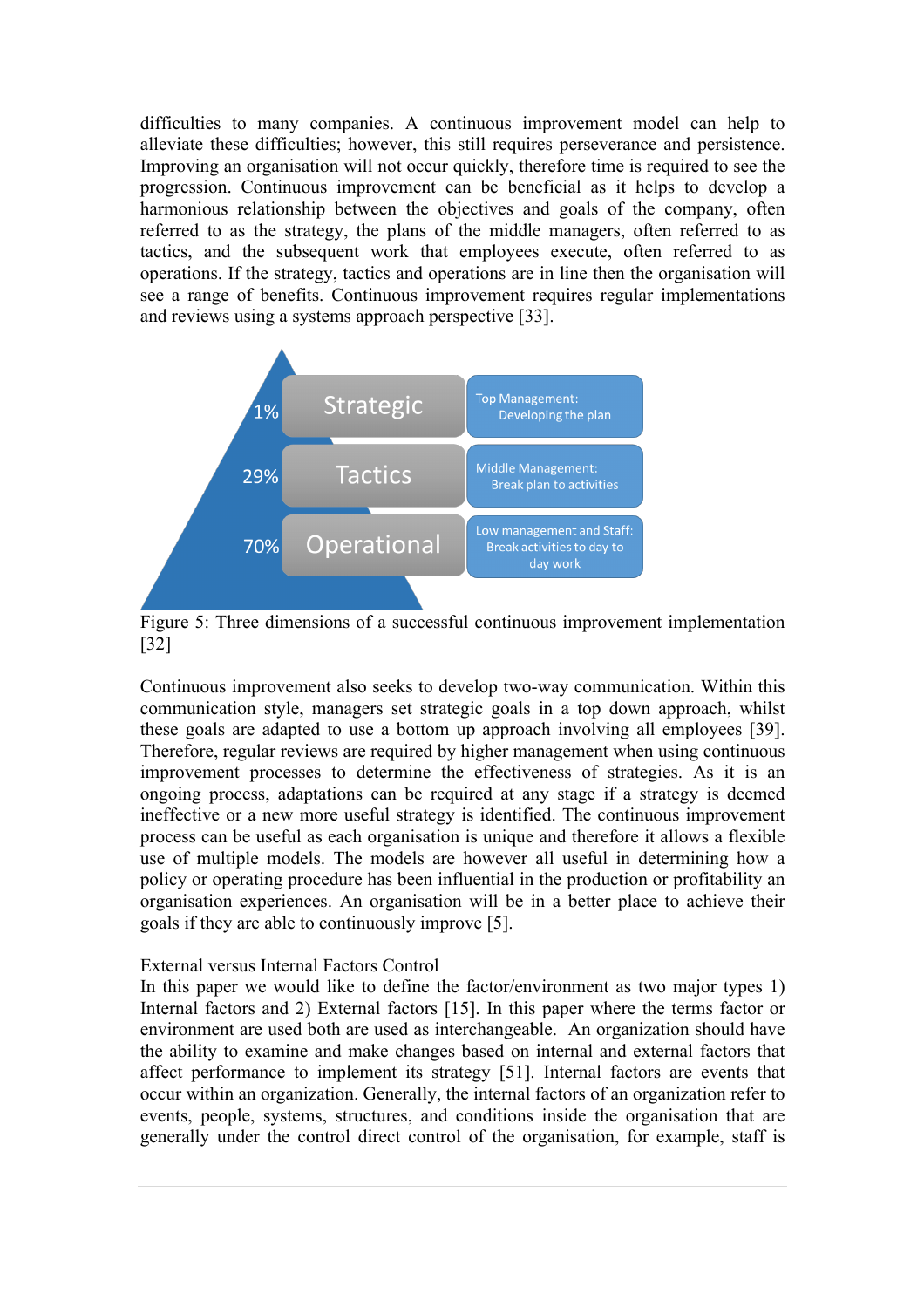difficulties to many companies. A continuous improvement model can help to alleviate these difficulties; however, this still requires perseverance and persistence. Improving an organisation will not occur quickly, therefore time is required to see the progression. Continuous improvement can be beneficial as it helps to develop a harmonious relationship between the objectives and goals of the company, often referred to as the strategy, the plans of the middle managers, often referred to as tactics, and the subsequent work that employees execute, often referred to as operations. If the strategy, tactics and operations are in line then the organisation will see a range of benefits. Continuous improvement requires regular implementations and reviews using a systems approach perspective [33].

| | | |
|---|---|---|
| 1% | Strategic | Top Management: Developing the plan |
| 29% | Tactics | Middle Management: Break plan to activities |
| 70% | Operational | Low management and Staff: Break activities to day to day work |

Figure 5: Three dimensions of a successful continuous improvement implementation [32]

Continuous improvement also seeks to develop two-way communication. Within this communication style, managers set strategic goals in a top down approach, whilst these goals are adapted to use a bottom up approach involving all employees [39]. Therefore, regular reviews are required by higher management when using continuous improvement processes to determine the effectiveness of strategies. As it is an ongoing process, adaptations can be required at any stage if a strategy is deemed ineffective or a new more useful strategy is identified. The continuous improvement process can be useful as each organisation is unique and therefore it allows a flexible use of multiple models. The models are however all useful in determining how a policy or operating procedure has been influential in the production or profitability an organisation experiences. An organisation will be in a better place to achieve their goals if they are able to continuously improve [5].

External versus Internal Factors Control

In this paper we would like to define the factor/environment as two major types 1) Internal factors and 2) External factors [15]. In this paper where the terms factor or environment are used both are used as interchangeable. An organization should have the ability to examine and make changes based on internal and external factors that affect performance to implement its strategy [51]. Internal factors are events that occur within an organization. Generally, the internal factors of an organization refer to events, people, systems, structures, and conditions inside the organisation that are generally under the control direct control of the organisation, for example, staff is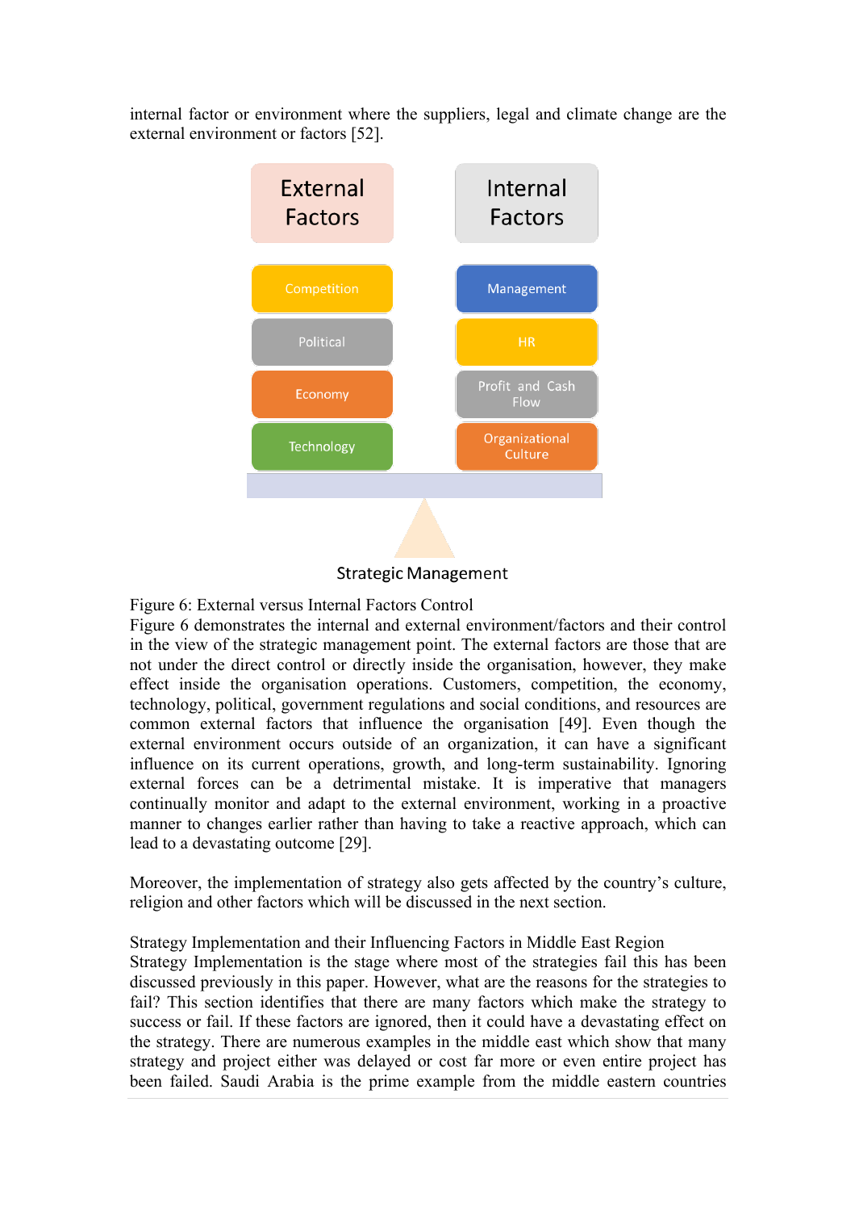internal factor or environment where the suppliers, legal and climate change are the external environment or factors [52].

| External Factors | Internal Factors |
| --- | --- |
| Competition | Management |
| Political | HR |
| Economy | Profit and Cash Flow |
| Technology | Organizational Culture |

Strategic Management

Figure 6: External versus Internal Factors Control

Figure 6 demonstrates the internal and external environment/factors and their control in the view of the strategic management point. The external factors are those that are not under the direct control or directly inside the organisation, however, they make effect inside the organisation operations. Customers, competition, the economy, technology, political, government regulations and social conditions, and resources are common external factors that influence the organisation [49]. Even though the external environment occurs outside of an organization, it can have a significant influence on its current operations, growth, and long-term sustainability. Ignoring external forces can be a detrimental mistake. It is imperative that managers continually monitor and adapt to the external environment, working in a proactive manner to changes earlier rather than having to take a reactive approach, which can lead to a devastating outcome [29].

Moreover, the implementation of strategy also gets affected by the country's culture, religion and other factors which will be discussed in the next section.

## Strategy Implementation and their Influencing Factors in Middle East Region

Strategy Implementation is the stage where most of the strategies fail this has been discussed previously in this paper. However, what are the reasons for the strategies to fail? This section identifies that there are many factors which make the strategy to success or fail. If these factors are ignored, then it could have a devastating effect on the strategy. There are numerous examples in the middle east which show that many strategy and project either was delayed or cost far more or even entire project has been failed. Saudi Arabia is the prime example from the middle eastern countries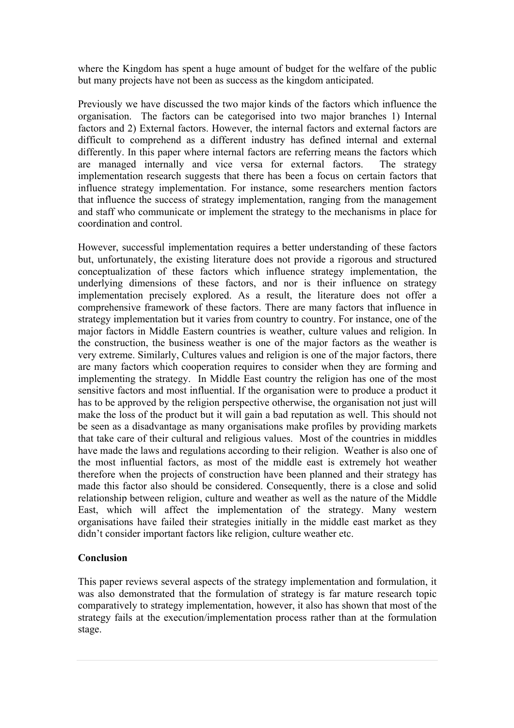where the Kingdom has spent a huge amount of budget for the welfare of the public but many projects have not been as success as the kingdom anticipated.

Previously we have discussed the two major kinds of the factors which influence the organisation. The factors can be categorised into two major branches 1) Internal factors and 2) External factors. However, the internal factors and external factors are difficult to comprehend as a different industry has defined internal and external differently. In this paper where internal factors are referring means the factors which are managed internally and vice versa for external factors. The strategy implementation research suggests that there has been a focus on certain factors that influence strategy implementation. For instance, some researchers mention factors that influence the success of strategy implementation, ranging from the management and staff who communicate or implement the strategy to the mechanisms in place for coordination and control.

However, successful implementation requires a better understanding of these factors but, unfortunately, the existing literature does not provide a rigorous and structured conceptualization of these factors which influence strategy implementation, the underlying dimensions of these factors, and nor is their influence on strategy implementation precisely explored. As a result, the literature does not offer a comprehensive framework of these factors. There are many factors that influence in strategy implementation but it varies from country to country. For instance, one of the major factors in Middle Eastern countries is weather, culture values and religion. In the construction, the business weather is one of the major factors as the weather is very extreme. Similarly, Cultures values and religion is one of the major factors, there are many factors which cooperation requires to consider when they are forming and implementing the strategy. In Middle East country the religion has one of the most sensitive factors and most influential. If the organisation were to produce a product it has to be approved by the religion perspective otherwise, the organisation not just will make the loss of the product but it will gain a bad reputation as well. This should not be seen as a disadvantage as many organisations make profiles by providing markets that take care of their cultural and religious values. Most of the countries in middles have made the laws and regulations according to their religion. Weather is also one of the most influential factors, as most of the middle east is extremely hot weather therefore when the projects of construction have been planned and their strategy has made this factor also should be considered. Consequently, there is a close and solid relationship between religion, culture and weather as well as the nature of the Middle East, which will affect the implementation of the strategy. Many western organisations have failed their strategies initially in the middle east market as they didn't consider important factors like religion, culture weather etc.

**Conclusion**

This paper reviews several aspects of the strategy implementation and formulation, it was also demonstrated that the formulation of strategy is far mature research topic comparatively to strategy implementation, however, it also has shown that most of the strategy fails at the execution/implementation process rather than at the formulation stage.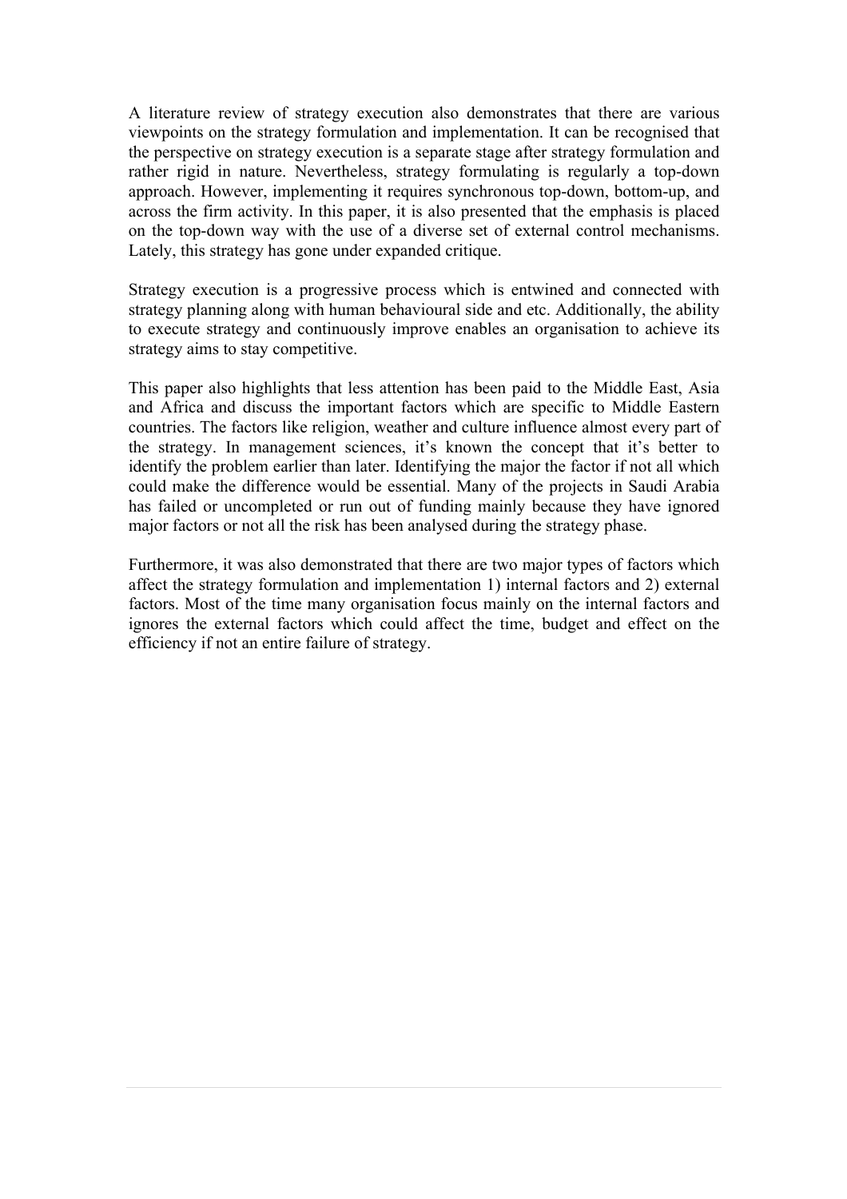A literature review of strategy execution also demonstrates that there are various viewpoints on the strategy formulation and implementation. It can be recognised that the perspective on strategy execution is a separate stage after strategy formulation and rather rigid in nature. Nevertheless, strategy formulating is regularly a top-down approach. However, implementing it requires synchronous top-down, bottom-up, and across the firm activity. In this paper, it is also presented that the emphasis is placed on the top-down way with the use of a diverse set of external control mechanisms. Lately, this strategy has gone under expanded critique.

Strategy execution is a progressive process which is entwined and connected with strategy planning along with human behavioural side and etc. Additionally, the ability to execute strategy and continuously improve enables an organisation to achieve its strategy aims to stay competitive.

This paper also highlights that less attention has been paid to the Middle East, Asia and Africa and discuss the important factors which are specific to Middle Eastern countries. The factors like religion, weather and culture influence almost every part of the strategy. In management sciences, it's known the concept that it's better to identify the problem earlier than later. Identifying the major the factor if not all which could make the difference would be essential. Many of the projects in Saudi Arabia has failed or uncompleted or run out of funding mainly because they have ignored major factors or not all the risk has been analysed during the strategy phase.

Furthermore, it was also demonstrated that there are two major types of factors which affect the strategy formulation and implementation 1) internal factors and 2) external factors. Most of the time many organisation focus mainly on the internal factors and ignores the external factors which could affect the time, budget and effect on the efficiency if not an entire failure of strategy.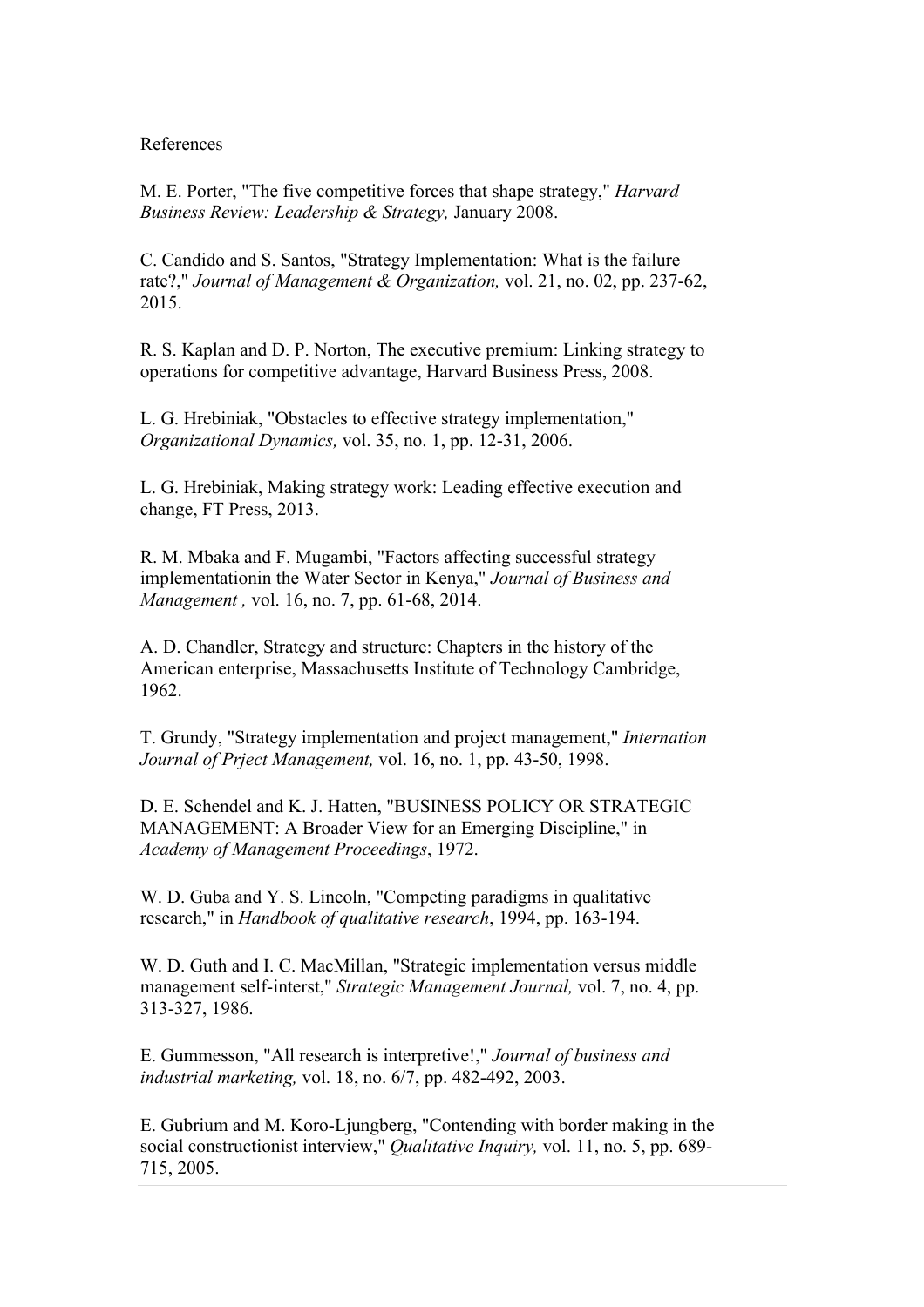References

M. E. Porter, "The five competitive forces that shape strategy," *Harvard Business Review: Leadership & Strategy,* January 2008.

C. Candido and S. Santos, "Strategy Implementation: What is the failure rate?," *Journal of Management & Organization,* vol. 21, no. 02, pp. 237-62, 2015.

R. S. Kaplan and D. P. Norton, The executive premium: Linking strategy to operations for competitive advantage, Harvard Business Press, 2008.

L. G. Hrebiniak, "Obstacles to effective strategy implementation," *Organizational Dynamics,* vol. 35, no. 1, pp. 12-31, 2006.

L. G. Hrebiniak, Making strategy work: Leading effective execution and change, FT Press, 2013.

R. M. Mbaka and F. Mugambi, "Factors affecting successful strategy implementationin the Water Sector in Kenya," *Journal of Business and Management ,* vol. 16, no. 7, pp. 61-68, 2014.

A. D. Chandler, Strategy and structure: Chapters in the history of the American enterprise, Massachusetts Institute of Technology Cambridge, 1962.

T. Grundy, "Strategy implementation and project management," *Internation Journal of Prject Management,* vol. 16, no. 1, pp. 43-50, 1998.

D. E. Schendel and K. J. Hatten, "BUSINESS POLICY OR STRATEGIC MANAGEMENT: A Broader View for an Emerging Discipline," in *Academy of Management Proceedings*, 1972.

W. D. Guba and Y. S. Lincoln, "Competing paradigms in qualitative research," in *Handbook of qualitative research*, 1994, pp. 163-194.

W. D. Guth and I. C. MacMillan, "Strategic implementation versus middle management self-interst," *Strategic Management Journal,* vol. 7, no. 4, pp. 313-327, 1986.

E. Gummesson, "All research is interpretive!," *Journal of business and industrial marketing,* vol. 18, no. 6/7, pp. 482-492, 2003.

E. Gubrium and M. Koro-Ljungberg, "Contending with border making in the social constructionist interview," *Qualitative Inquiry,* vol. 11, no. 5, pp. 689-715, 2005.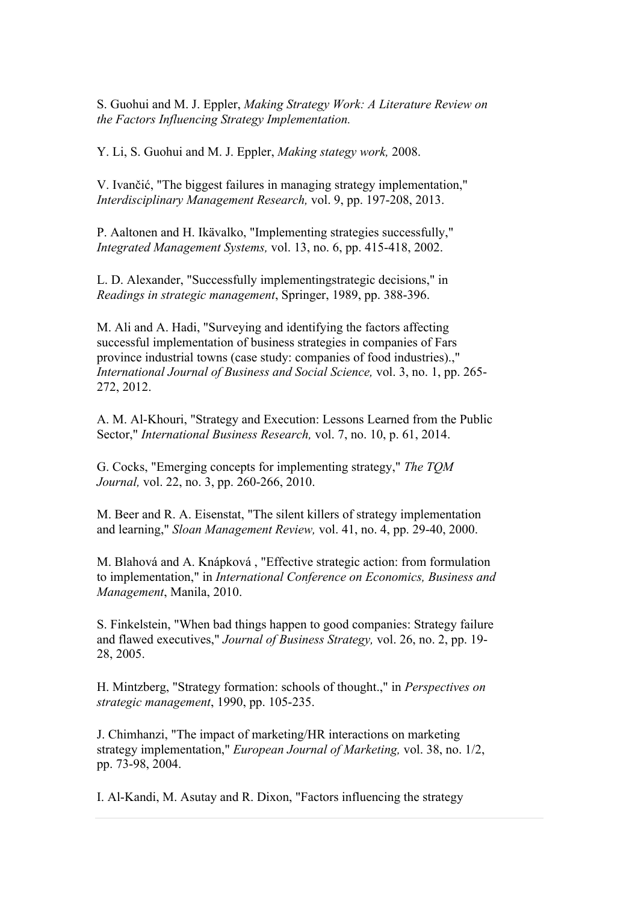S. Guohui and M. J. Eppler, *Making Strategy Work: A Literature Review on the Factors Influencing Strategy Implementation.*

Y. Li, S. Guohui and M. J. Eppler, *Making stategy work,* 2008.

V. Ivančić, "The biggest failures in managing strategy implementation," *Interdisciplinary Management Research,* vol. 9, pp. 197-208, 2013.

P. Aaltonen and H. Ikävalko, "Implementing strategies successfully," *Integrated Management Systems,* vol. 13, no. 6, pp. 415-418, 2002.

L. D. Alexander, "Successfully implementingstrategic decisions," in *Readings in strategic management*, Springer, 1989, pp. 388-396.

M. Ali and A. Hadi, "Surveying and identifying the factors affecting successful implementation of business strategies in companies of Fars province industrial towns (case study: companies of food industries).," *International Journal of Business and Social Science,* vol. 3, no. 1, pp. 265-272, 2012.

A. M. Al-Khouri, "Strategy and Execution: Lessons Learned from the Public Sector," *International Business Research,* vol. 7, no. 10, p. 61, 2014.

G. Cocks, "Emerging concepts for implementing strategy," *The TQM Journal,* vol. 22, no. 3, pp. 260-266, 2010.

M. Beer and R. A. Eisenstat, "The silent killers of strategy implementation and learning," *Sloan Management Review,* vol. 41, no. 4, pp. 29-40, 2000.

M. Blahová and A. Knápková , "Effective strategic action: from formulation to implementation," in *International Conference on Economics, Business and Management*, Manila, 2010.

S. Finkelstein, "When bad things happen to good companies: Strategy failure and flawed executives," *Journal of Business Strategy,* vol. 26, no. 2, pp. 19-28, 2005.

H. Mintzberg, "Strategy formation: schools of thought.," in *Perspectives on strategic management*, 1990, pp. 105-235.

J. Chimhanzi, "The impact of marketing/HR interactions on marketing strategy implementation," *European Journal of Marketing,* vol. 38, no. 1/2, pp. 73-98, 2004.

I. Al-Kandi, M. Asutay and R. Dixon, "Factors influencing the strategy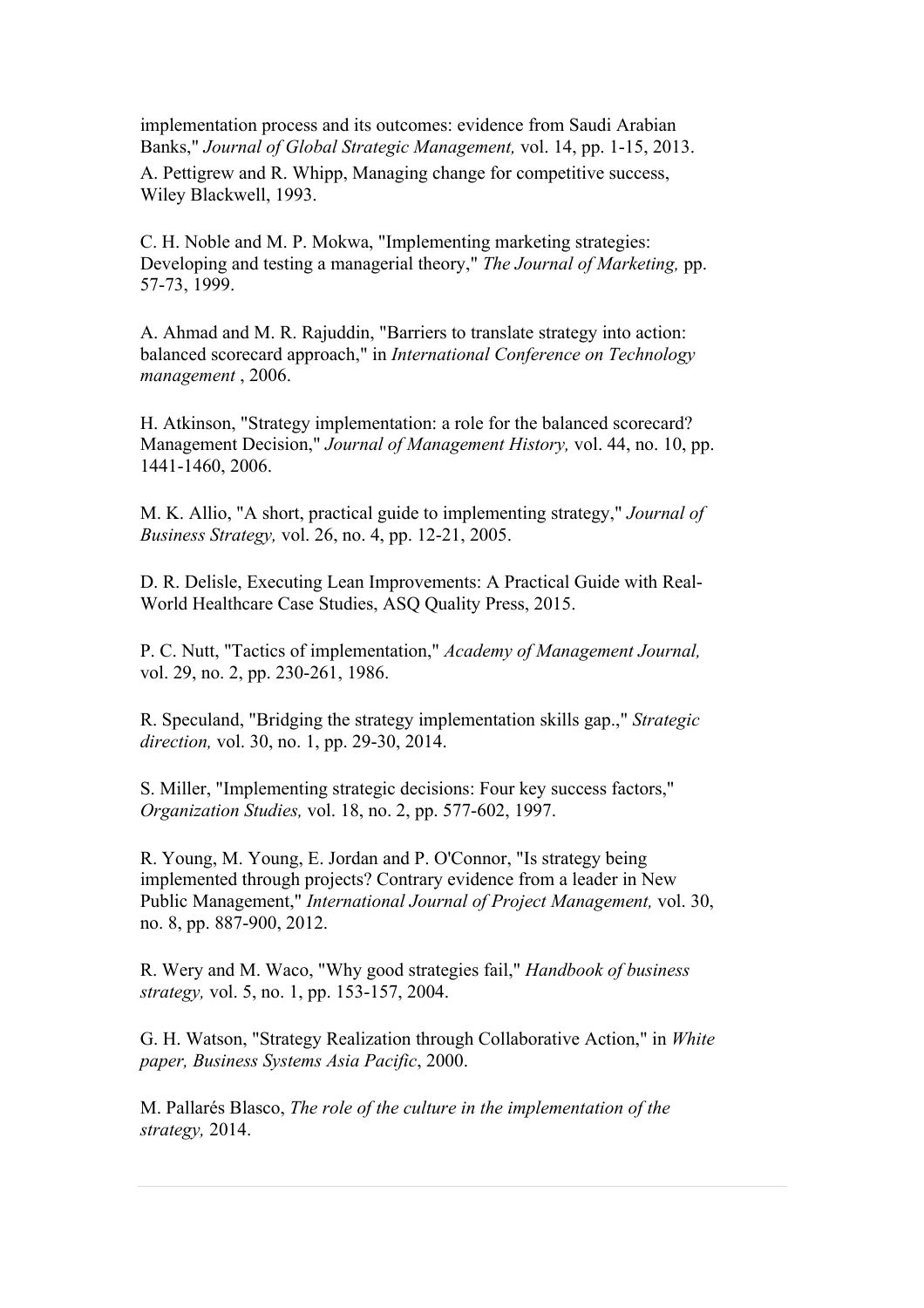implementation process and its outcomes: evidence from Saudi Arabian Banks," *Journal of Global Strategic Management,* vol. 14, pp. 1-15, 2013.

A. Pettigrew and R. Whipp, Managing change for competitive success, Wiley Blackwell, 1993.

C. H. Noble and M. P. Mokwa, "Implementing marketing strategies: Developing and testing a managerial theory," *The Journal of Marketing,* pp. 57-73, 1999.

A. Ahmad and M. R. Rajuddin, "Barriers to translate strategy into action: balanced scorecard approach," in *International Conference on Technology management* , 2006.

H. Atkinson, "Strategy implementation: a role for the balanced scorecard? Management Decision," *Journal of Management History,* vol. 44, no. 10, pp. 1441-1460, 2006.

M. K. Allio, "A short, practical guide to implementing strategy," *Journal of Business Strategy,* vol. 26, no. 4, pp. 12-21, 2005.

D. R. Delisle, Executing Lean Improvements: A Practical Guide with Real-World Healthcare Case Studies, ASQ Quality Press, 2015.

P. C. Nutt, "Tactics of implementation," *Academy of Management Journal,* vol. 29, no. 2, pp. 230-261, 1986.

R. Speculand, "Bridging the strategy implementation skills gap.," *Strategic direction,* vol. 30, no. 1, pp. 29-30, 2014.

S. Miller, "Implementing strategic decisions: Four key success factors," *Organization Studies,* vol. 18, no. 2, pp. 577-602, 1997.

R. Young, M. Young, E. Jordan and P. O'Connor, "Is strategy being implemented through projects? Contrary evidence from a leader in New Public Management," *International Journal of Project Management,* vol. 30, no. 8, pp. 887-900, 2012.

R. Wery and M. Waco, "Why good strategies fail," *Handbook of business strategy,* vol. 5, no. 1, pp. 153-157, 2004.

G. H. Watson, "Strategy Realization through Collaborative Action," in *White paper, Business Systems Asia Pacific*, 2000.

M. Pallarés Blasco, *The role of the culture in the implementation of the strategy,* 2014.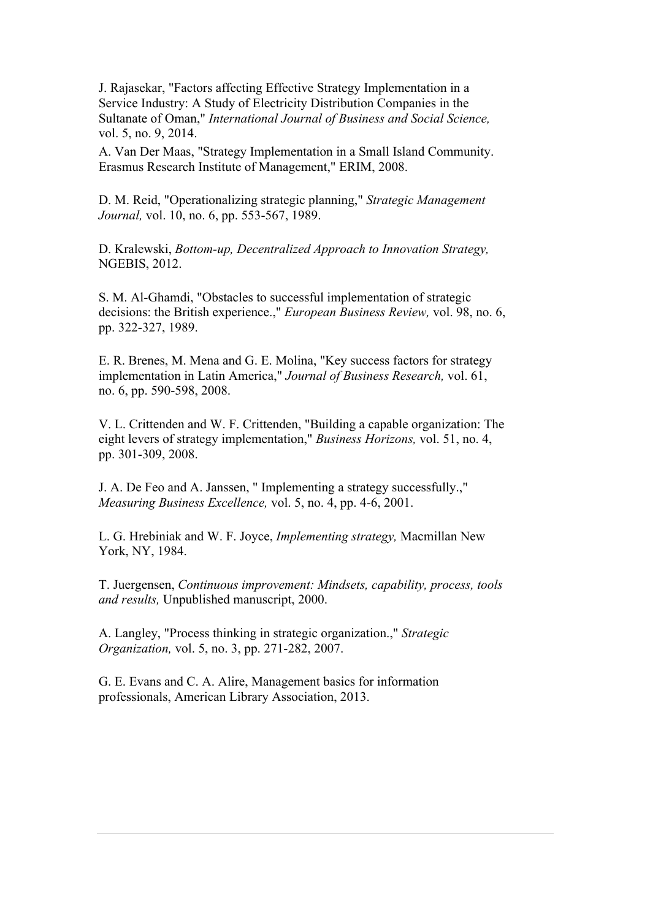J. Rajasekar, "Factors affecting Effective Strategy Implementation in a Service Industry: A Study of Electricity Distribution Companies in the Sultanate of Oman," *International Journal of Business and Social Science,* vol. 5, no. 9, 2014.

A. Van Der Maas, "Strategy Implementation in a Small Island Community. Erasmus Research Institute of Management," ERIM, 2008.

D. M. Reid, "Operationalizing strategic planning," *Strategic Management Journal,* vol. 10, no. 6, pp. 553-567, 1989.

D. Kralewski, *Bottom-up, Decentralized Approach to Innovation Strategy,* NGEBIS, 2012.

S. M. Al-Ghamdi, "Obstacles to successful implementation of strategic decisions: the British experience.," *European Business Review,* vol. 98, no. 6, pp. 322-327, 1989.

E. R. Brenes, M. Mena and G. E. Molina, "Key success factors for strategy implementation in Latin America," *Journal of Business Research,* vol. 61, no. 6, pp. 590-598, 2008.

V. L. Crittenden and W. F. Crittenden, "Building a capable organization: The eight levers of strategy implementation," *Business Horizons,* vol. 51, no. 4, pp. 301-309, 2008.

J. A. De Feo and A. Janssen, " Implementing a strategy successfully.," *Measuring Business Excellence,* vol. 5, no. 4, pp. 4-6, 2001.

L. G. Hrebiniak and W. F. Joyce, *Implementing strategy,* Macmillan New York, NY, 1984.

T. Juergensen, *Continuous improvement: Mindsets, capability, process, tools and results,* Unpublished manuscript, 2000.

A. Langley, "Process thinking in strategic organization.," *Strategic Organization,* vol. 5, no. 3, pp. 271-282, 2007.

G. E. Evans and C. A. Alire, Management basics for information professionals, American Library Association, 2013.